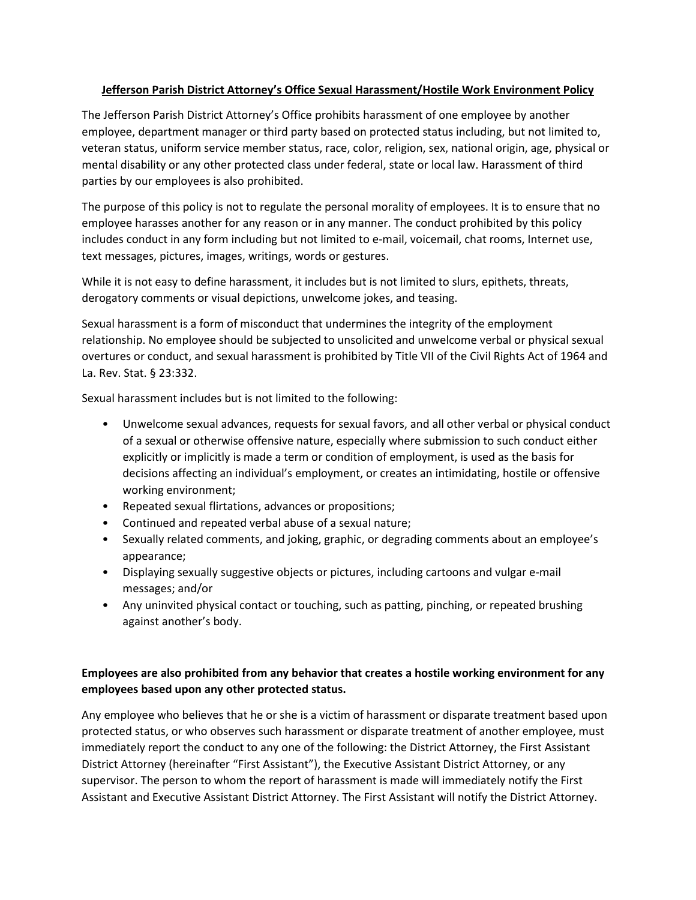# Jefferson Parish District Attorney's Office Sexual Harassment/Hostile Work Environment Policy

The Jefferson Parish District Attorney's Office prohibits harassment of one employee by another employee, department manager or third party based on protected status including, but not limited to, veteran status, uniform service member status, race, color, religion, sex, national origin, age, physical or mental disability or any other protected class under federal, state or local law. Harassment of third parties by our employees is also prohibited.

The purpose of this policy is not to regulate the personal morality of employees. It is to ensure that no employee harasses another for any reason or in any manner. The conduct prohibited by this policy includes conduct in any form including but not limited to e-mail, voicemail, chat rooms, Internet use, text messages, pictures, images, writings, words or gestures.

While it is not easy to define harassment, it includes but is not limited to slurs, epithets, threats, derogatory comments or visual depictions, unwelcome jokes, and teasing.

Sexual harassment is a form of misconduct that undermines the integrity of the employment relationship. No employee should be subjected to unsolicited and unwelcome verbal or physical sexual overtures or conduct, and sexual harassment is prohibited by Title VII of the Civil Rights Act of 1964 and La. Rev. Stat. § 23:332.

Sexual harassment includes but is not limited to the following:

- Unwelcome sexual advances, requests for sexual favors, and all other verbal or physical conduct of a sexual or otherwise offensive nature, especially where submission to such conduct either explicitly or implicitly is made a term or condition of employment, is used as the basis for decisions affecting an individual's employment, or creates an intimidating, hostile or offensive working environment;
- Repeated sexual flirtations, advances or propositions;
- Continued and repeated verbal abuse of a sexual nature;
- Sexually related comments, and joking, graphic, or degrading comments about an employee's appearance;
- Displaying sexually suggestive objects or pictures, including cartoons and vulgar e-mail messages; and/or
- Any uninvited physical contact or touching, such as patting, pinching, or repeated brushing against another's body.

**Employees are also prohibited from any behavior that creates a hostile working environment for any employees based upon any other protected status.**

Any employee who believes that he or she is a victim of harassment or disparate treatment based upon protected status, or who observes such harassment or disparate treatment of another employee, must immediately report the conduct to any one of the following: the District Attorney, the First Assistant District Attorney (hereinafter "First Assistant"), the Executive Assistant District Attorney, or any supervisor. The person to whom the report of harassment is made will immediately notify the First Assistant and Executive Assistant District Attorney. The First Assistant will notify the District Attorney.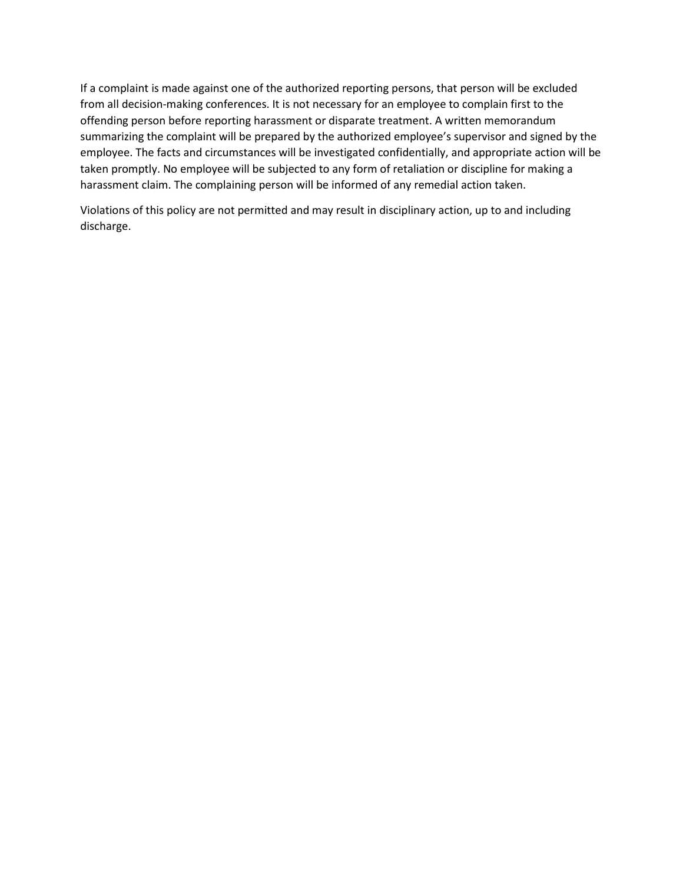If a complaint is made against one of the authorized reporting persons, that person will be excluded from all decision-making conferences. It is not necessary for an employee to complain first to the offending person before reporting harassment or disparate treatment. A written memorandum summarizing the complaint will be prepared by the authorized employee's supervisor and signed by the employee. The facts and circumstances will be investigated confidentially, and appropriate action will be taken promptly. No employee will be subjected to any form of retaliation or discipline for making a harassment claim. The complaining person will be informed of any remedial action taken.

Violations of this policy are not permitted and may result in disciplinary action, up to and including discharge.